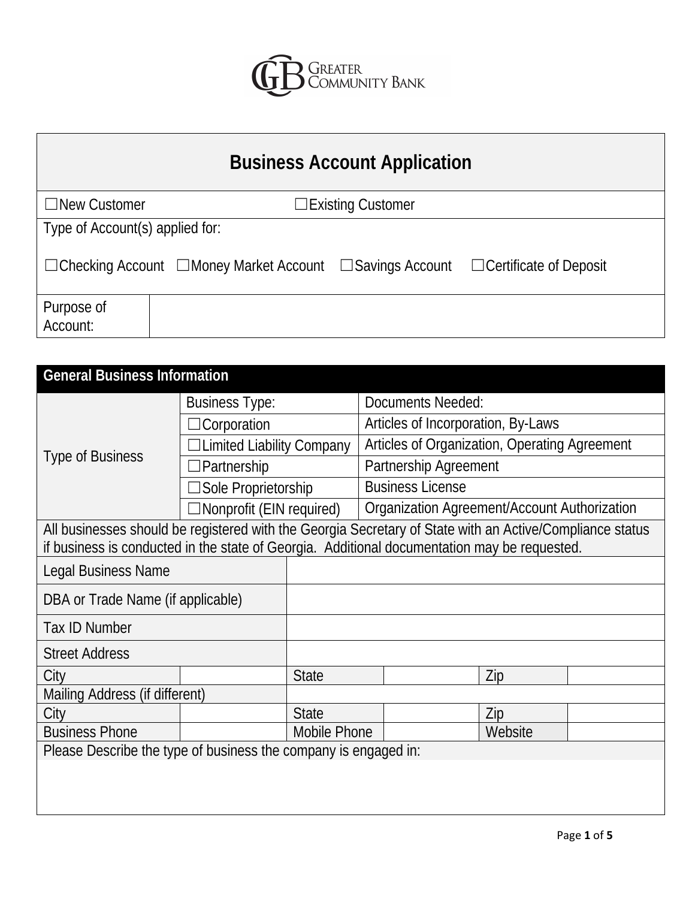GREATER COMMUNITY BANK

# Business Account Application

☐New Customer ☐Existing Customer

Type of Account(s) applied for:

☐Checking Account ☐Money Market Account ☐Savings Account ☐Certificate of Deposit

| | |
|---|---|
| Purpose of Account: | |

## General Business Information

| | | |
|---|---|---|
| Type of Business | Business Type: | Documents Needed: |
| | ☐Corporation | Articles of Incorporation, By-Laws |
| | ☐Limited Liability Company | Articles of Organization, Operating Agreement |
| | ☐Partnership | Partnership Agreement |
| | ☐Sole Proprietorship | Business License |
| | ☐Nonprofit (EIN required) | Organization Agreement/Account Authorization |

All businesses should be registered with the Georgia Secretary of State with an Active/Compliance status if business is conducted in the state of Georgia. Additional documentation may be requested.

| | | | | | |
|---|---|---|---|---|---|
| Legal Business Name | | | | | |
| DBA or Trade Name (if applicable) | | | | | |
| Tax ID Number | | | | | |
| Street Address | | | | | |
| City | | State | | Zip | |
| Mailing Address (if different) | | | | | |
| City | | State | | Zip | |
| Business Phone | | Mobile Phone | | Website | |

Please Describe the type of business the company is engaged in: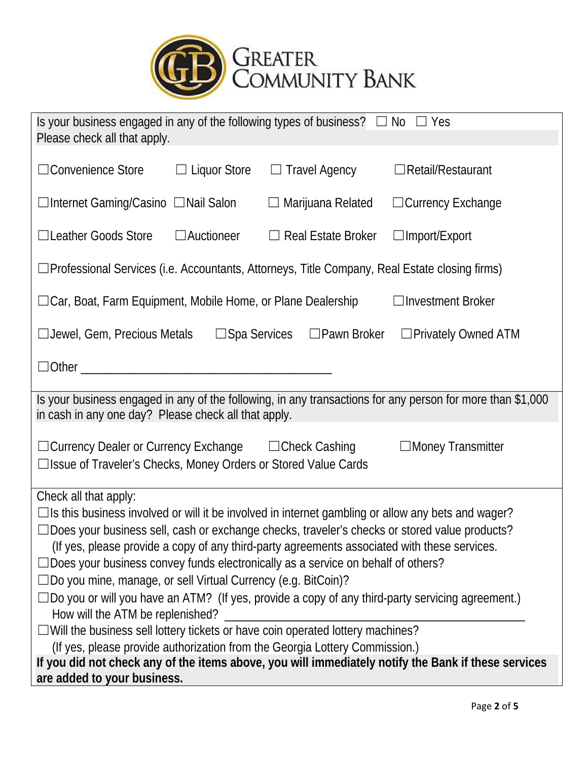GREATER COMMUNITY BANK

Is your business engaged in any of the following types of business? ☐ No ☐ Yes
Please check all that apply.

☐Convenience Store ☐ Liquor Store ☐ Travel Agency ☐Retail/Restaurant

☐Internet Gaming/Casino ☐Nail Salon ☐ Marijuana Related ☐Currency Exchange

☐Leather Goods Store ☐Auctioneer ☐ Real Estate Broker ☐Import/Export

☐Professional Services (i.e. Accountants, Attorneys, Title Company, Real Estate closing firms)

☐Car, Boat, Farm Equipment, Mobile Home, or Plane Dealership ☐Investment Broker

☐Jewel, Gem, Precious Metals ☐Spa Services ☐Pawn Broker ☐Privately Owned ATM

☐Other ________________________________________

Is your business engaged in any of the following, in any transactions for any person for more than $1,000 in cash in any one day? Please check all that apply.

☐Currency Dealer or Currency Exchange ☐Check Cashing ☐Money Transmitter
☐Issue of Traveler's Checks, Money Orders or Stored Value Cards

Check all that apply:

☐Is this business involved or will it be involved in internet gambling or allow any bets and wager?
☐Does your business sell, cash or exchange checks, traveler's checks or stored value products?
(If yes, please provide a copy of any third-party agreements associated with these services.
☐Does your business convey funds electronically as a service on behalf of others?
☐Do you mine, manage, or sell Virtual Currency (e.g. BitCoin)?
☐Do you or will you have an ATM? (If yes, provide a copy of any third-party servicing agreement.)
How will the ATM be replenished? ________________________________________________
☐Will the business sell lottery tickets or have coin operated lottery machines?
(If yes, please provide authorization from the Georgia Lottery Commission.)

**If you did not check any of the items above, you will immediately notify the Bank if these services are added to your business.**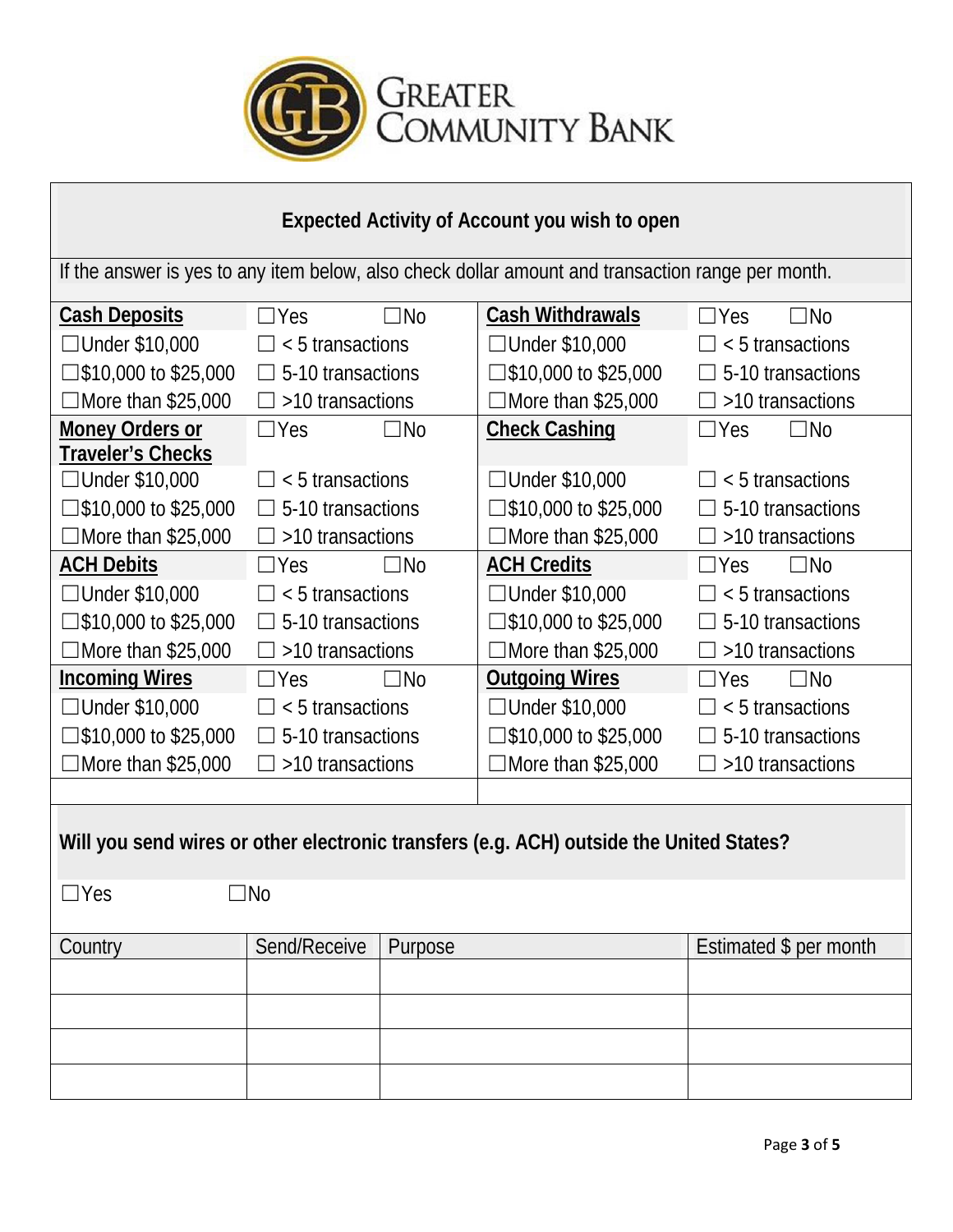GREATER COMMUNITY BANK

## Expected Activity of Account you wish to open

If the answer is yes to any item below, also check dollar amount and transaction range per month.

| | | | |
|---|---|---|---|
| **Cash Deposits** | ☐Yes ☐No | **Cash Withdrawals** | ☐Yes ☐No |
| ☐Under $10,000 | ☐ < 5 transactions | ☐Under $10,000 | ☐ < 5 transactions |
| ☐$10,000 to $25,000 | ☐ 5-10 transactions | ☐$10,000 to $25,000 | ☐ 5-10 transactions |
| ☐More than $25,000 | ☐ >10 transactions | ☐More than $25,000 | ☐ >10 transactions |
| **Money Orders or Traveler's Checks** | ☐Yes ☐No | **Check Cashing** | ☐Yes ☐No |
| ☐Under $10,000 | ☐ < 5 transactions | ☐Under $10,000 | ☐ < 5 transactions |
| ☐$10,000 to $25,000 | ☐ 5-10 transactions | ☐$10,000 to $25,000 | ☐ 5-10 transactions |
| ☐More than $25,000 | ☐ >10 transactions | ☐More than $25,000 | ☐ >10 transactions |
| **ACH Debits** | ☐Yes ☐No | **ACH Credits** | ☐Yes ☐No |
| ☐Under $10,000 | ☐ < 5 transactions | ☐Under $10,000 | ☐ < 5 transactions |
| ☐$10,000 to $25,000 | ☐ 5-10 transactions | ☐$10,000 to $25,000 | ☐ 5-10 transactions |
| ☐More than $25,000 | ☐ >10 transactions | ☐More than $25,000 | ☐ >10 transactions |
| **Incoming Wires** | ☐Yes ☐No | **Outgoing Wires** | ☐Yes ☐No |
| ☐Under $10,000 | ☐ < 5 transactions | ☐Under $10,000 | ☐ < 5 transactions |
| ☐$10,000 to $25,000 | ☐ 5-10 transactions | ☐$10,000 to $25,000 | ☐ 5-10 transactions |
| ☐More than $25,000 | ☐ >10 transactions | ☐More than $25,000 | ☐ >10 transactions |

**Will you send wires or other electronic transfers (e.g. ACH) outside the United States?**

☐Yes ☐No

| Country | Send/Receive | Purpose | Estimated $ per month |
|---|---|---|---|
| | | | |
| | | | |
| | | | |
| | | | |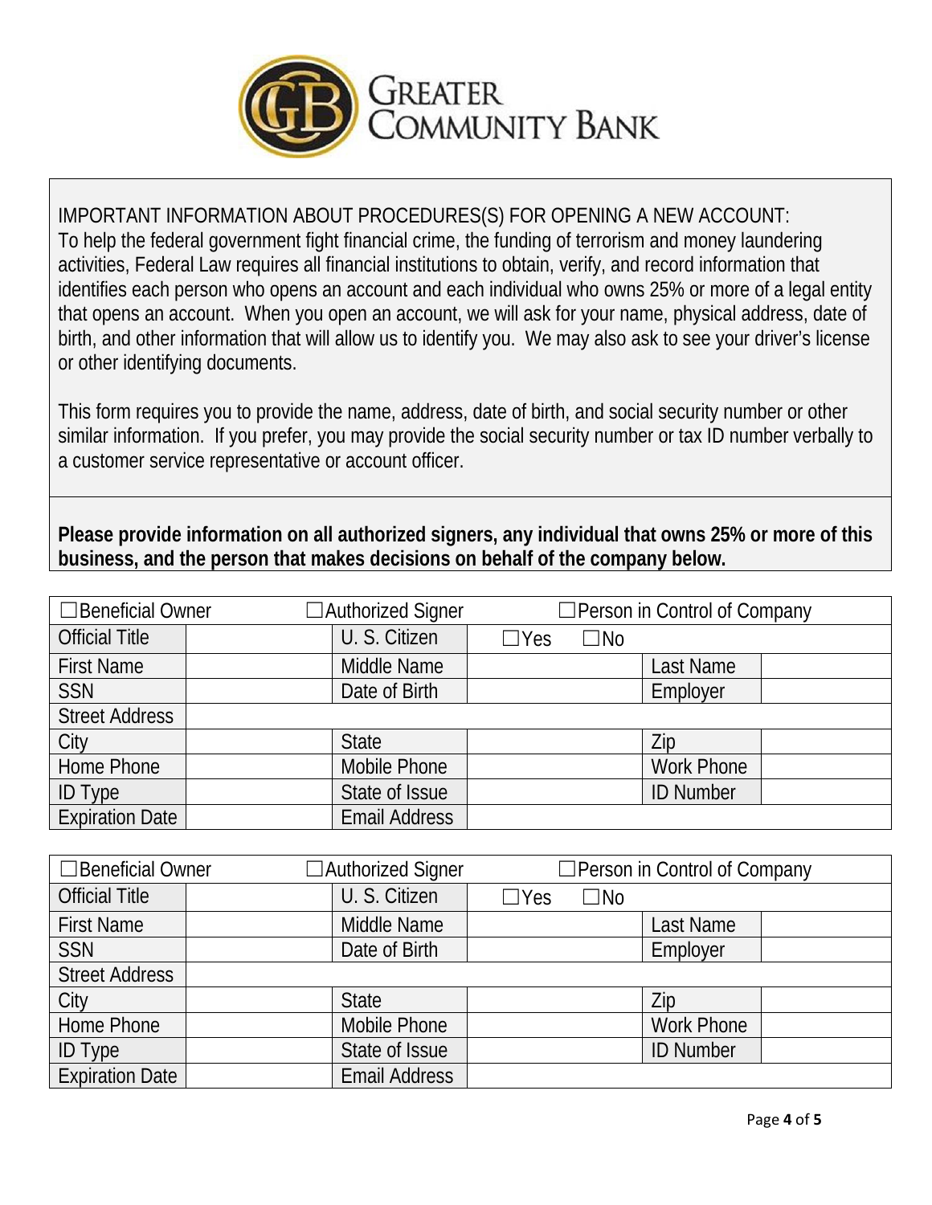GREATER COMMUNITY BANK

IMPORTANT INFORMATION ABOUT PROCEDURES(S) FOR OPENING A NEW ACCOUNT:
To help the federal government fight financial crime, the funding of terrorism and money laundering activities, Federal Law requires all financial institutions to obtain, verify, and record information that identifies each person who opens an account and each individual who owns 25% or more of a legal entity that opens an account. When you open an account, we will ask for your name, physical address, date of birth, and other information that will allow us to identify you. We may also ask to see your driver's license or other identifying documents.

This form requires you to provide the name, address, date of birth, and social security number or other similar information. If you prefer, you may provide the social security number or tax ID number verbally to a customer service representative or account officer.

**Please provide information on all authorized signers, any individual that owns 25% or more of this business, and the person that makes decisions on behalf of the company below.**

| ☐Beneficial Owner | | ☐Authorized Signer | | ☐Person in Control of Company | |
|---|---|---|---|---|---|
| Official Title | | U. S. Citizen | ☐Yes ☐No | | |
| First Name | | Middle Name | | Last Name | |
| SSN | | Date of Birth | | Employer | |
| Street Address | | | | | |
| City | | State | | Zip | |
| Home Phone | | Mobile Phone | | Work Phone | |
| ID Type | | State of Issue | | ID Number | |
| Expiration Date | | Email Address | | | |

| ☐Beneficial Owner | | ☐Authorized Signer | | ☐Person in Control of Company | |
|---|---|---|---|---|---|
| Official Title | | U. S. Citizen | ☐Yes ☐No | | |
| First Name | | Middle Name | | Last Name | |
| SSN | | Date of Birth | | Employer | |
| Street Address | | | | | |
| City | | State | | Zip | |
| Home Phone | | Mobile Phone | | Work Phone | |
| ID Type | | State of Issue | | ID Number | |
| Expiration Date | | Email Address | | | |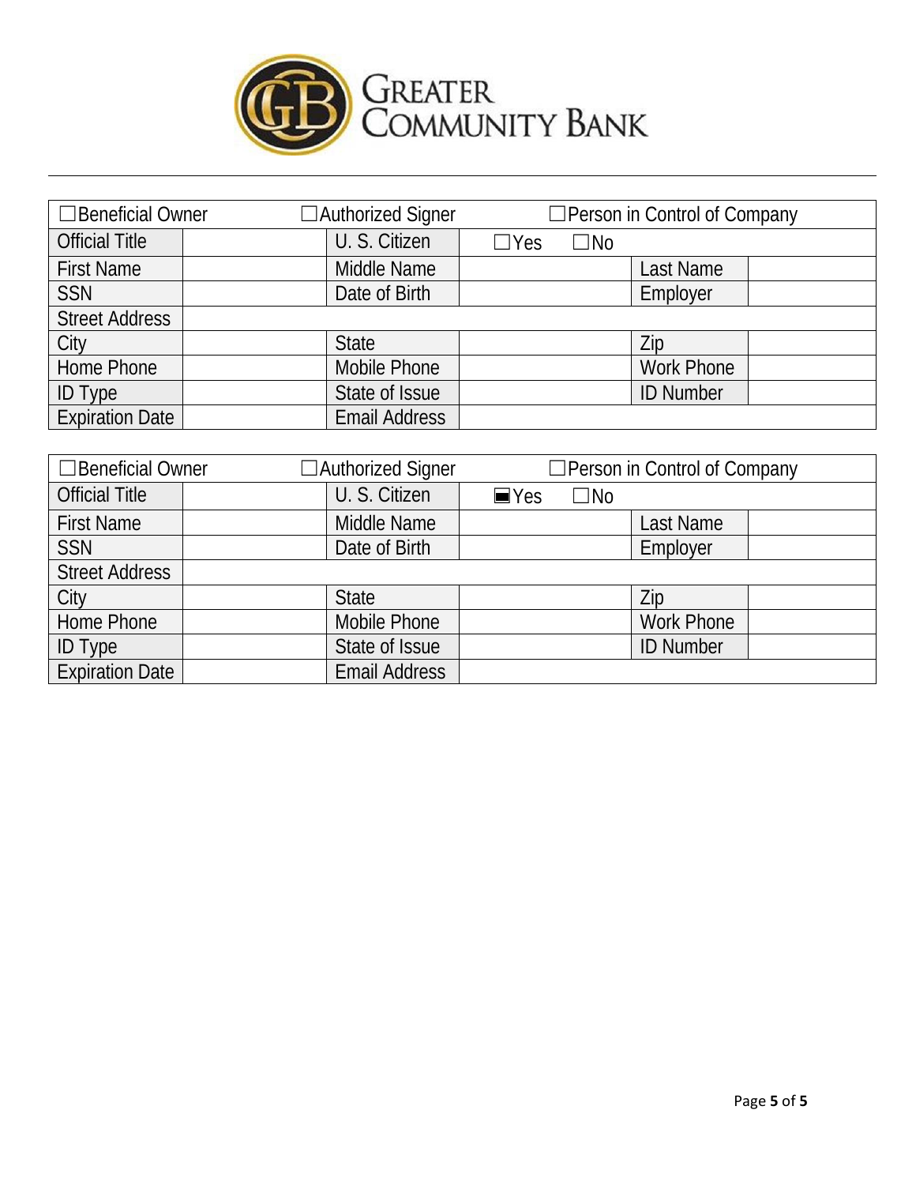Greater Community Bank

| ☐Beneficial Owner | | ☐Authorized Signer | | ☐Person in Control of Company | |
|---|---|---|---|---|---|
| Official Title | | U. S. Citizen | ☐Yes ☐No | | |
| First Name | | Middle Name | | Last Name | |
| SSN | | Date of Birth | | Employer | |
| Street Address | | | | | |
| City | | State | | Zip | |
| Home Phone | | Mobile Phone | | Work Phone | |
| ID Type | | State of Issue | | ID Number | |
| Expiration Date | | Email Address | | | |

| ☐Beneficial Owner | | ☐Authorized Signer | | ☐Person in Control of Company | |
|---|---|---|---|---|---|
| Official Title | | U. S. Citizen | ☒Yes ☐No | | |
| First Name | | Middle Name | | Last Name | |
| SSN | | Date of Birth | | Employer | |
| Street Address | | | | | |
| City | | State | | Zip | |
| Home Phone | | Mobile Phone | | Work Phone | |
| ID Type | | State of Issue | | ID Number | |
| Expiration Date | | Email Address | | | |